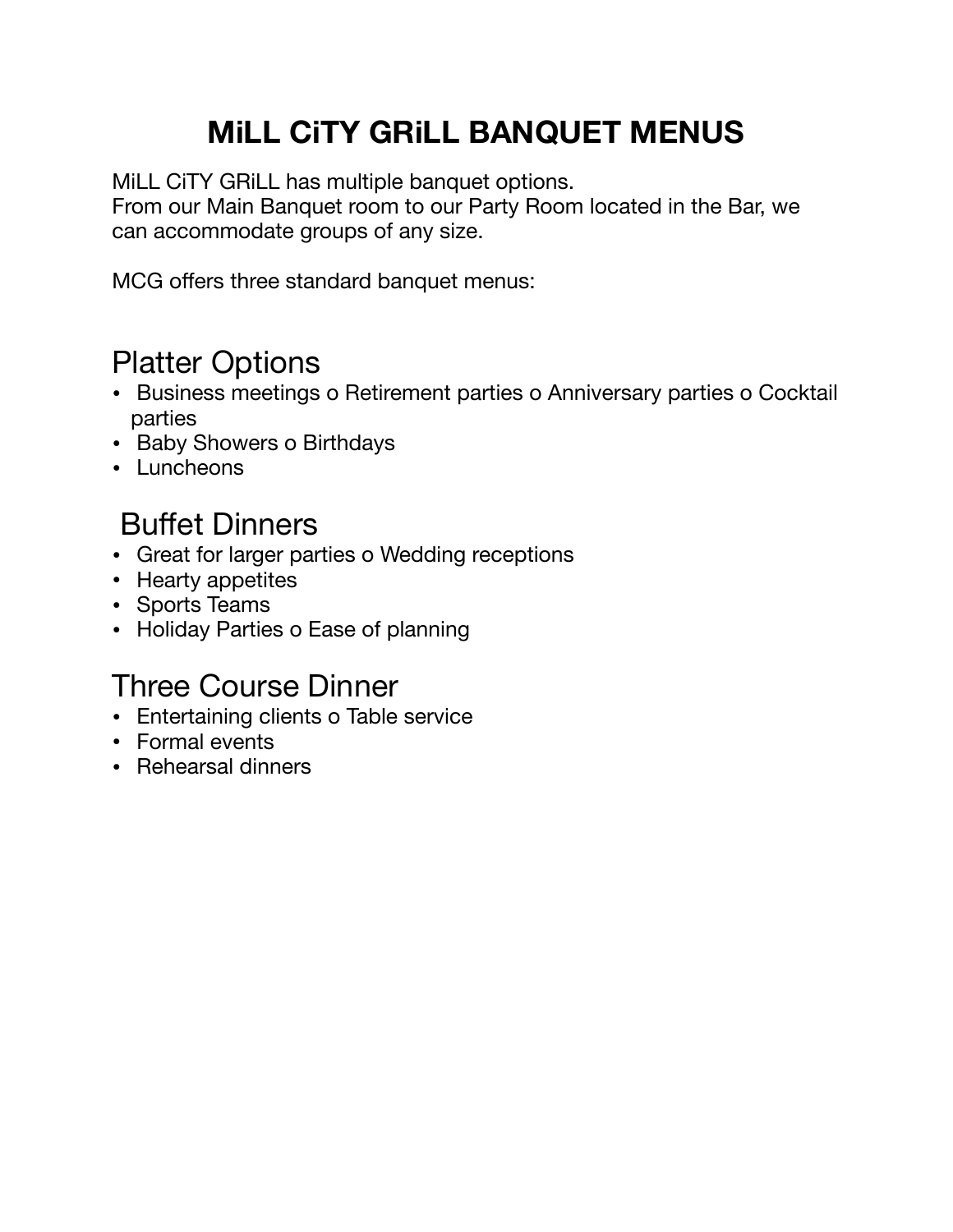# MiLL CiTY GRiLL BANQUET MENUS

MiLL CiTY GRiLL has multiple banquet options.
From our Main Banquet room to our Party Room located in the Bar, we can accommodate groups of any size.

MCG offers three standard banquet menus:

## Platter Options

- Business meetings o Retirement parties o Anniversary parties o Cocktail parties
- Baby Showers o Birthdays
- Luncheons

## Buffet Dinners

- Great for larger parties o Wedding receptions
- Hearty appetites
- Sports Teams
- Holiday Parties o Ease of planning

## Three Course Dinner

- Entertaining clients o Table service
- Formal events
- Rehearsal dinners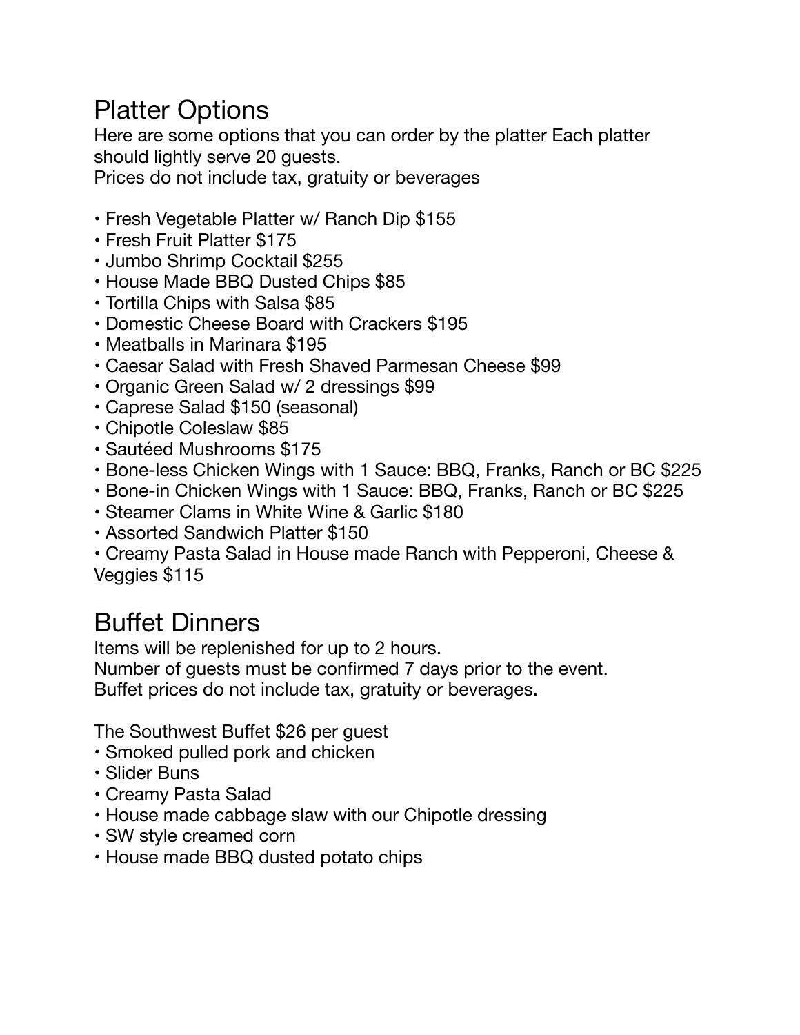## Platter Options

Here are some options that you can order by the platter Each platter should lightly serve 20 guests.
Prices do not include tax, gratuity or beverages

- Fresh Vegetable Platter w/ Ranch Dip $155
- Fresh Fruit Platter $175
- Jumbo Shrimp Cocktail $255
- House Made BBQ Dusted Chips $85
- Tortilla Chips with Salsa $85
- Domestic Cheese Board with Crackers $195
- Meatballs in Marinara $195
- Caesar Salad with Fresh Shaved Parmesan Cheese $99
- Organic Green Salad w/ 2 dressings $99
- Caprese Salad $150 (seasonal)
- Chipotle Coleslaw $85
- Sautéed Mushrooms $175
- Bone-less Chicken Wings with 1 Sauce: BBQ, Franks, Ranch or BC $225
- Bone-in Chicken Wings with 1 Sauce: BBQ, Franks, Ranch or BC $225
- Steamer Clams in White Wine & Garlic $180
- Assorted Sandwich Platter $150
- Creamy Pasta Salad in House made Ranch with Pepperoni, Cheese & Veggies $115

## Buffet Dinners

Items will be replenished for up to 2 hours.
Number of guests must be confirmed 7 days prior to the event.
Buffet prices do not include tax, gratuity or beverages.

The Southwest Buffet $26 per guest

- Smoked pulled pork and chicken
- Slider Buns
- Creamy Pasta Salad
- House made cabbage slaw with our Chipotle dressing
- SW style creamed corn
- House made BBQ dusted potato chips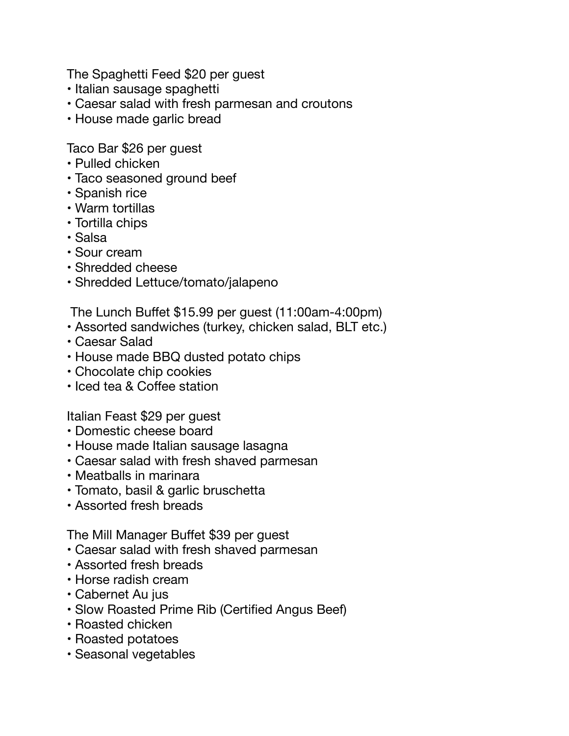The Spaghetti Feed $20 per guest

- Italian sausage spaghetti
- Caesar salad with fresh parmesan and croutons
- House made garlic bread

Taco Bar $26 per guest

- Pulled chicken
- Taco seasoned ground beef
- Spanish rice
- Warm tortillas
- Tortilla chips
- Salsa
- Sour cream
- Shredded cheese
- Shredded Lettuce/tomato/jalapeno

The Lunch Buffet $15.99 per guest (11:00am-4:00pm)

- Assorted sandwiches (turkey, chicken salad, BLT etc.)
- Caesar Salad
- House made BBQ dusted potato chips
- Chocolate chip cookies
- Iced tea & Coffee station

Italian Feast $29 per guest

- Domestic cheese board
- House made Italian sausage lasagna
- Caesar salad with fresh shaved parmesan
- Meatballs in marinara
- Tomato, basil & garlic bruschetta
- Assorted fresh breads

The Mill Manager Buffet $39 per guest

- Caesar salad with fresh shaved parmesan
- Assorted fresh breads
- Horse radish cream
- Cabernet Au jus
- Slow Roasted Prime Rib (Certified Angus Beef)
- Roasted chicken
- Roasted potatoes
- Seasonal vegetables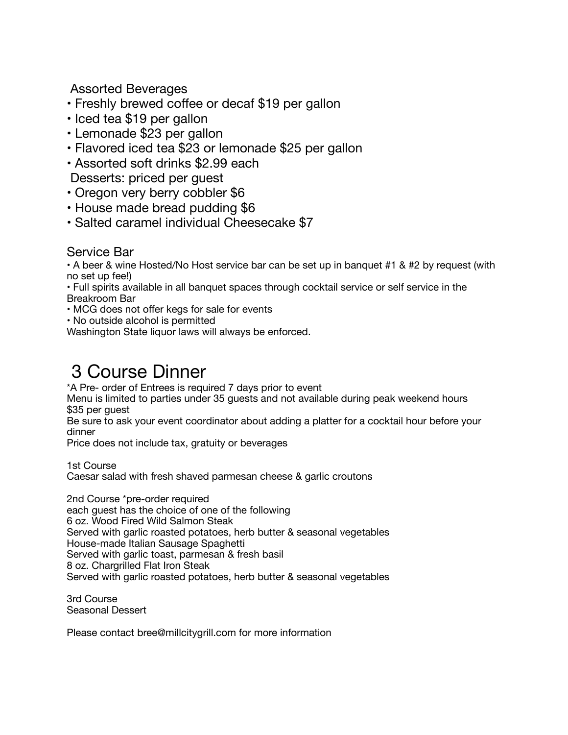Assorted Beverages

- Freshly brewed coffee or decaf $19 per gallon
- Iced tea $19 per gallon
- Lemonade $23 per gallon
- Flavored iced tea $23 or lemonade $25 per gallon
- Assorted soft drinks $2.99 each

Desserts: priced per guest

- Oregon very berry cobbler $6
- House made bread pudding $6
- Salted caramel individual Cheesecake $7

## Service Bar

- A beer & wine Hosted/No Host service bar can be set up in banquet #1 & #2 by request (with no set up fee!)
- Full spirits available in all banquet spaces through cocktail service or self service in the Breakroom Bar
- MCG does not offer kegs for sale for events
- No outside alcohol is permitted

Washington State liquor laws will always be enforced.

# 3 Course Dinner

*A Pre- order of Entrees is required 7 days prior to event
Menu is limited to parties under 35 guests and not available during peak weekend hours
$35 per guest
Be sure to ask your event coordinator about adding a platter for a cocktail hour before your dinner
Price does not include tax, gratuity or beverages

1st Course
Caesar salad with fresh shaved parmesan cheese & garlic croutons

2nd Course *pre-order required
each guest has the choice of one of the following
6 oz. Wood Fired Wild Salmon Steak
Served with garlic roasted potatoes, herb butter & seasonal vegetables
House-made Italian Sausage Spaghetti
Served with garlic toast, parmesan & fresh basil
8 oz. Chargrilled Flat Iron Steak
Served with garlic roasted potatoes, herb butter & seasonal vegetables

3rd Course
Seasonal Dessert

Please contact bree@millcitygrill.com for more information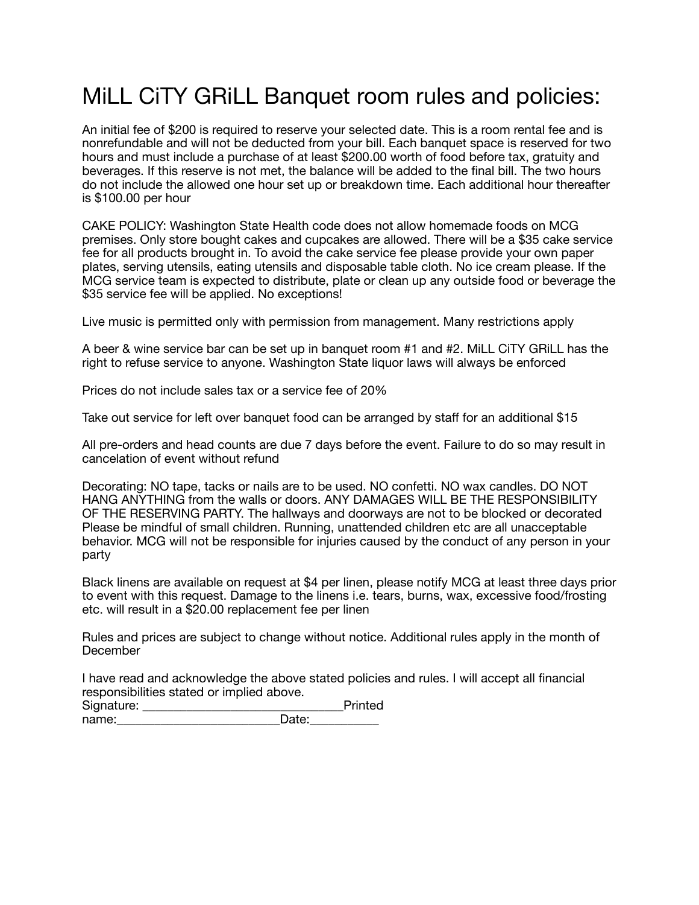# MiLL CiTY GRiLL Banquet room rules and policies:

An initial fee of $200 is required to reserve your selected date. This is a room rental fee and is nonrefundable and will not be deducted from your bill. Each banquet space is reserved for two hours and must include a purchase of at least $200.00 worth of food before tax, gratuity and beverages. If this reserve is not met, the balance will be added to the final bill. The two hours do not include the allowed one hour set up or breakdown time. Each additional hour thereafter is $100.00 per hour

CAKE POLICY: Washington State Health code does not allow homemade foods on MCG premises. Only store bought cakes and cupcakes are allowed. There will be a $35 cake service fee for all products brought in. To avoid the cake service fee please provide your own paper plates, serving utensils, eating utensils and disposable table cloth. No ice cream please. If the MCG service team is expected to distribute, plate or clean up any outside food or beverage the $35 service fee will be applied. No exceptions!

Live music is permitted only with permission from management. Many restrictions apply

A beer & wine service bar can be set up in banquet room #1 and #2. MiLL CiTY GRiLL has the right to refuse service to anyone. Washington State liquor laws will always be enforced

Prices do not include sales tax or a service fee of 20%

Take out service for left over banquet food can be arranged by staff for an additional $15

All pre-orders and head counts are due 7 days before the event. Failure to do so may result in cancelation of event without refund

Decorating: NO tape, tacks or nails are to be used. NO confetti. NO wax candles. DO NOT HANG ANYTHING from the walls or doors. ANY DAMAGES WILL BE THE RESPONSIBILITY OF THE RESERVING PARTY. The hallways and doorways are not to be blocked or decorated Please be mindful of small children. Running, unattended children etc are all unacceptable behavior. MCG will not be responsible for injuries caused by the conduct of any person in your party

Black linens are available on request at $4 per linen, please notify MCG at least three days prior to event with this request. Damage to the linens i.e. tears, burns, wax, excessive food/frosting etc. will result in a $20.00 replacement fee per linen

Rules and prices are subject to change without notice. Additional rules apply in the month of December

I have read and acknowledge the above stated policies and rules. I will accept all financial responsibilities stated or implied above.

Signature: ______________________________ Printed name:_________________________ Date:___________